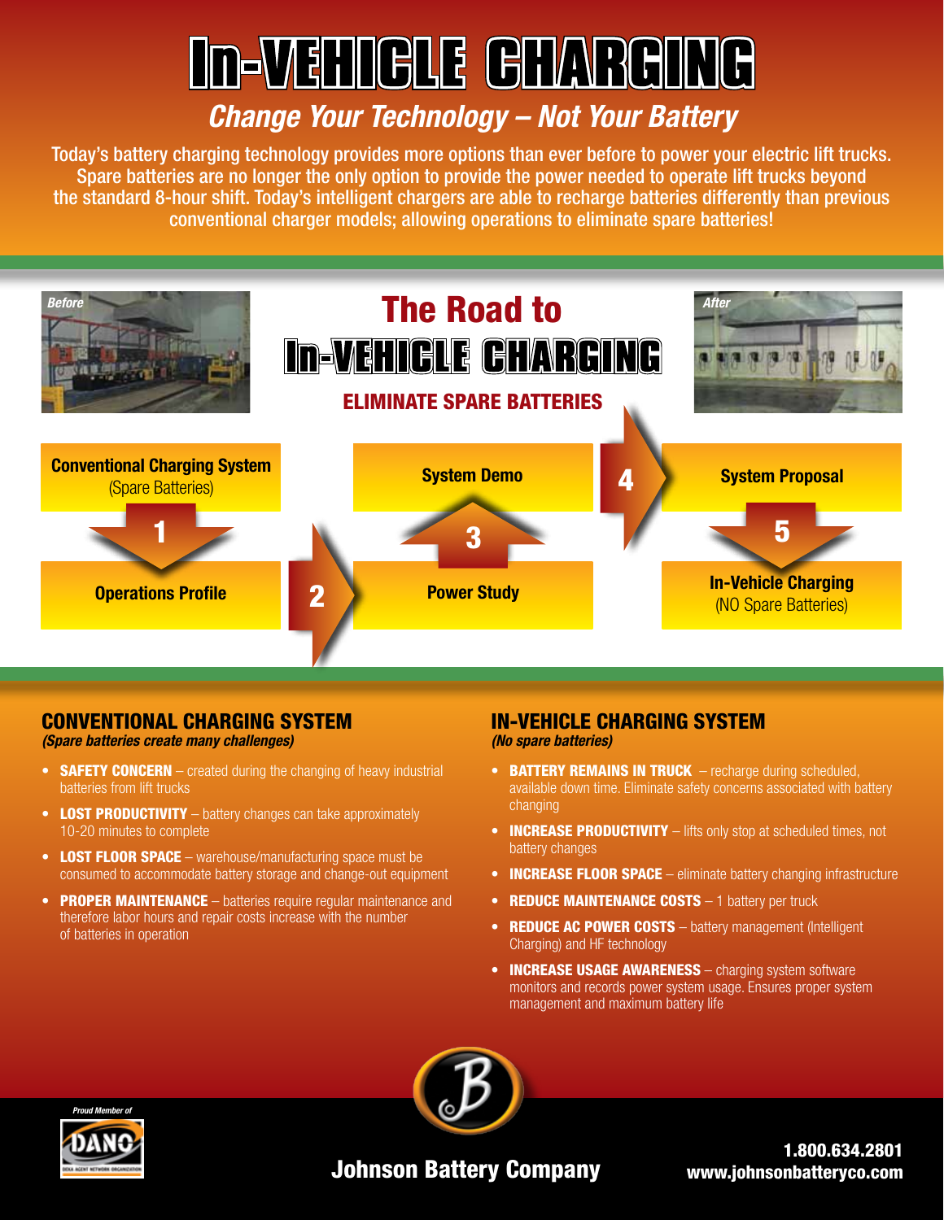# In-VEHICLE CHARGING

## *Change Your Technology – Not Your Battery*

Today's battery charging technology provides more options than ever before to power your electric lift trucks. Spare batteries are no longer the only option to provide the power needed to operate lift trucks beyond the standard 8-hour shift. Today's intelligent chargers are able to recharge batteries differently than previous conventional charger models; allowing operations to eliminate spare batteries!

*Before*

## The Road to In-VEHICLE CHARGING

### ELIMINATE SPARE BATTERIES

*After*

- **Conventional Charging System** (Spare Batteries)
- **1** → **Operations Profile**
- **2** → **Power Study**
- **3** → **System Demo**
- **4** → **System Proposal**
- **5** → **In-Vehicle Charging** (NO Spare Batteries)

## CONVENTIONAL CHARGING SYSTEM

*(Spare batteries create many challenges)*

- **SAFETY CONCERN** – created during the changing of heavy industrial batteries from lift trucks
- **LOST PRODUCTIVITY** – battery changes can take approximately 10-20 minutes to complete
- **LOST FLOOR SPACE** – warehouse/manufacturing space must be consumed to accommodate battery storage and change-out equipment
- **PROPER MAINTENANCE** – batteries require regular maintenance and therefore labor hours and repair costs increase with the number of batteries in operation

## IN-VEHICLE CHARGING SYSTEM

*(No spare batteries)*

- **BATTERY REMAINS IN TRUCK** – recharge during scheduled, available down time. Eliminate safety concerns associated with battery changing
- **INCREASE PRODUCTIVITY** – lifts only stop at scheduled times, not battery changes
- **INCREASE FLOOR SPACE** – eliminate battery changing infrastructure
- **REDUCE MAINTENANCE COSTS** – 1 battery per truck
- **REDUCE AC POWER COSTS** – battery management (Intelligent Charging) and HF technology
- **INCREASE USAGE AWARENESS** – charging system software monitors and records power system usage. Ensures proper system management and maximum battery life

*Proud Member of* DANO

**Johnson Battery Company**

**1.800.634.2801**
**www.johnsonbatteryco.com**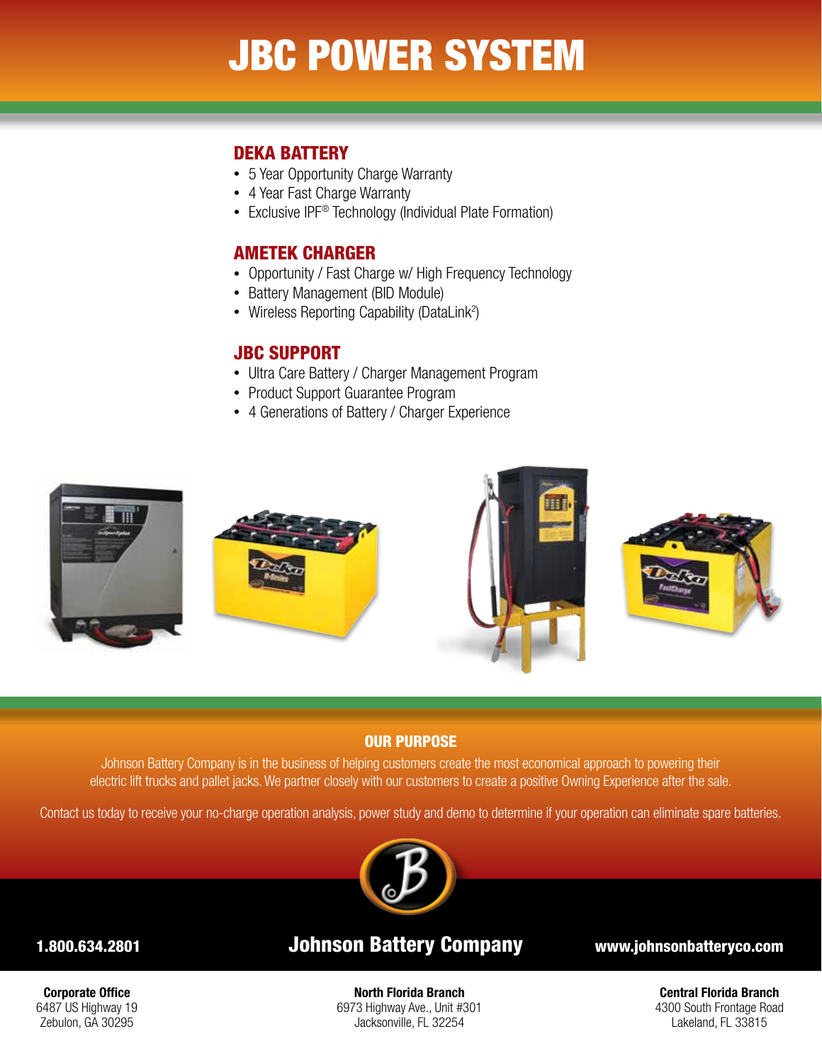# JBC POWER SYSTEM

## DEKA BATTERY

- 5 Year Opportunity Charge Warranty
- 4 Year Fast Charge Warranty
- Exclusive IPF® Technology (Individual Plate Formation)

## AMETEK CHARGER

- Opportunity / Fast Charge w/ High Frequency Technology
- Battery Management (BID Module)
- Wireless Reporting Capability (DataLink²)

## JBC SUPPORT

- Ultra Care Battery / Charger Management Program
- Product Support Guarantee Program
- 4 Generations of Battery / Charger Experience

## OUR PURPOSE

Johnson Battery Company is in the business of helping customers create the most economical approach to powering their electric lift trucks and pallet jacks. We partner closely with our customers to create a positive Owning Experience after the sale.

Contact us today to receive your no-charge operation analysis, power study and demo to determine if your operation can eliminate spare batteries.

**1.800.634.2801** **Johnson Battery Company** **www.johnsonbatteryco.com**

**Corporate Office**
6487 US Highway 19
Zebulon, GA 30295

**North Florida Branch**
6973 Highway Ave., Unit #301
Jacksonville, FL 32254

**Central Florida Branch**
4300 South Frontage Road
Lakeland, FL 33815